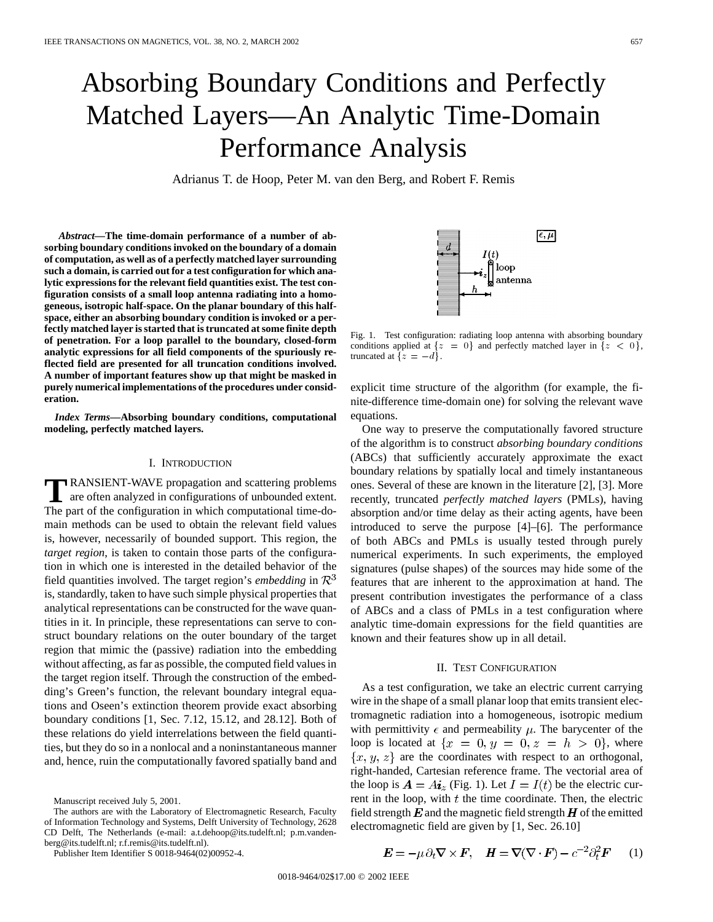# Absorbing Boundary Conditions and Perfectly Matched Layers—An Analytic Time-Domain Performance Analysis

Adrianus T. de Hoop, Peter M. van den Berg, and Robert F. Remis

***Abstract*—The time-domain performance of a number of absorbing boundary conditions invoked on the boundary of a domain of computation, as well as of a perfectly matched layer surrounding such a domain, is carried out for a test configuration for which analytic expressions for the relevant field quantities exist. The test configuration consists of a small loop antenna radiating into a homogeneous, isotropic half-space. On the planar boundary of this half-space, either an absorbing boundary condition is invoked or a perfectly matched layer is started that is truncated at some finite depth of penetration. For a loop parallel to the boundary, closed-form analytic expressions for all field components of the spuriously reflected field are presented for all truncation conditions involved. A number of important features show up that might be masked in purely numerical implementations of the procedures under consideration.**

***Index Terms*—Absorbing boundary conditions, computational modeling, perfectly matched layers.**

## I. Introduction

Transient-wave propagation and scattering problems are often analyzed in configurations of unbounded extent. The part of the configuration in which computational time-domain methods can be used to obtain the relevant field values is, however, necessarily of bounded support. This region, the *target region*, is taken to contain those parts of the configuration in which one is interested in the detailed behavior of the field quantities involved. The target region's *embedding* in $\mathcal{R}^3$ is, standardly, taken to have such simple physical properties that analytical representations can be constructed for the wave quantities in it. In principle, these representations can serve to construct boundary relations on the outer boundary of the target region that mimic the (passive) radiation into the embedding without affecting, as far as possible, the computed field values in the target region itself. Through the construction of the embedding's Green's function, the relevant boundary integral equations and Oseen's extinction theorem provide exact absorbing boundary conditions [1, Sec. 7.12, 15.12, and 28.12]. Both of these relations do yield interrelations between the field quantities, but they do so in a nonlocal and a noninstantaneous manner and, hence, ruin the computationally favored spatially band and explicit time structure of the algorithm (for example, the finite-difference time-domain one) for solving the relevant wave equations.

Manuscript received July 5, 2001.

The authors are with the Laboratory of Electromagnetic Research, Faculty of Information Technology and Systems, Delft University of Technology, 2628 CD Delft, The Netherlands (e-mail: a.t.dehoop@its.tudelft.nl; p.m.vandenberg@its.tudelft.nl; r.f.remis@its.tudelft.nl).

Publisher Item Identifier S 0018-9464(02)00952-4.

Fig. 1. Test configuration: radiating loop antenna with absorbing boundary conditions applied at $\{z = 0\}$ and perfectly matched layer in $\{z < 0\}$, truncated at $\{z = -d\}$.

One way to preserve the computationally favored structure of the algorithm is to construct *absorbing boundary conditions* (ABCs) that sufficiently accurately approximate the exact boundary relations by spatially local and timely instantaneous ones. Several of these are known in the literature [2], [3]. More recently, truncated *perfectly matched layers* (PMLs), having absorption and/or time delay as their acting agents, have been introduced to serve the purpose [4]–[6]. The performance of both ABCs and PMLs is usually tested through purely numerical experiments. In such experiments, the employed signatures (pulse shapes) of the sources may hide some of the features that are inherent to the approximation at hand. The present contribution investigates the performance of a class of ABCs and a class of PMLs in a test configuration where analytic time-domain expressions for the field quantities are known and their features show up in all detail.

## II. Test Configuration

As a test configuration, we take an electric current carrying wire in the shape of a small planar loop that emits transient electromagnetic radiation into a homogeneous, isotropic medium with permittivity $\epsilon$ and permeability $\mu$. The barycenter of the loop is located at $\{x = 0, y = 0, z = h > 0\}$, where $\{x, y, z\}$ are the coordinates with respect to an orthogonal, right-handed, Cartesian reference frame. The vectorial area of the loop is $\boldsymbol{A} = A\boldsymbol{i}_z$ (Fig. 1). Let $I = I(t)$ be the electric current in the loop, with $t$ the time coordinate. Then, the electric field strength $\boldsymbol{E}$ and the magnetic field strength $\boldsymbol{H}$ of the emitted electromagnetic field are given by [1, Sec. 26.10]

$$\boldsymbol{E} = -\mu\partial_t\boldsymbol{\nabla}\times\boldsymbol{F}, \quad \boldsymbol{H} = \boldsymbol{\nabla}(\boldsymbol{\nabla}\cdot\boldsymbol{F}) - c^{-2}\partial_t^2\boldsymbol{F} \qquad (1)$$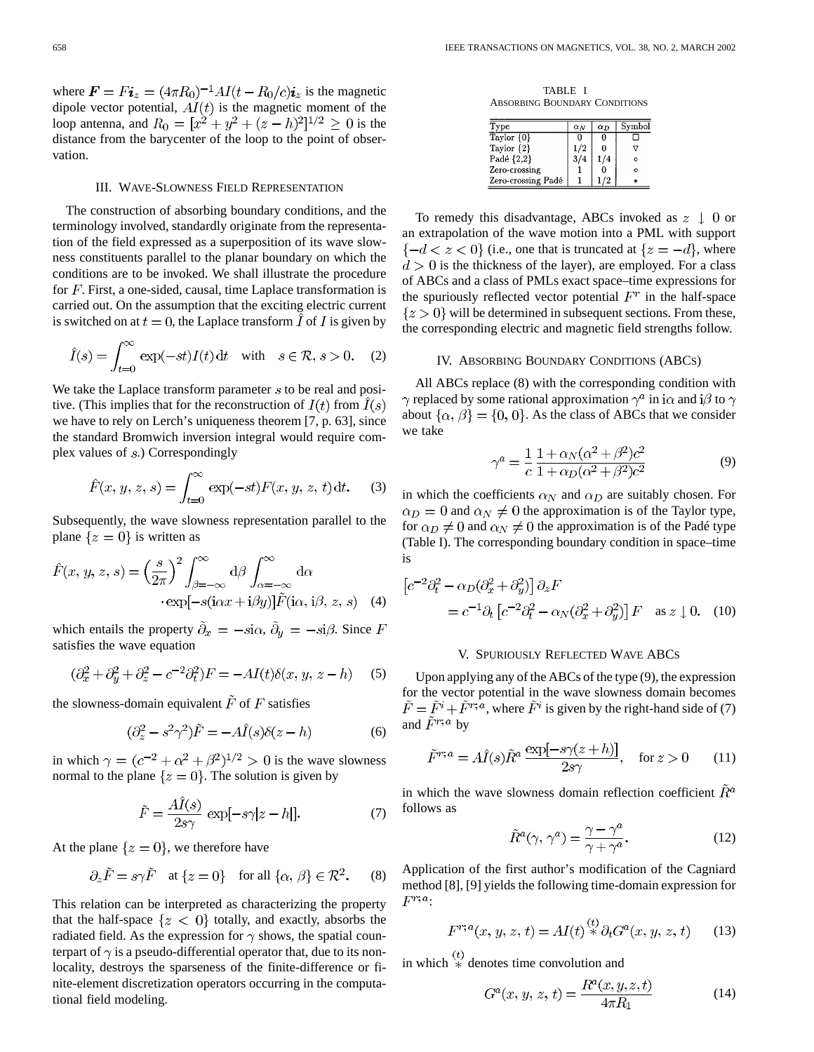where $\boldsymbol{F} = F\boldsymbol{i}_z = (4\pi R_0)^{-1}AI(t - R_0/c)\boldsymbol{i}_z$ is the magnetic dipole vector potential, $AI(t)$ is the magnetic moment of the loop antenna, and $R_0 = [x^2 + y^2 + (z-h)^2]^{1/2} \geq 0$ is the distance from the barycenter of the loop to the point of observation.

## III. Wave-Slowness Field Representation

The construction of absorbing boundary conditions, and the terminology involved, standardly originate from the representation of the field expressed as a superposition of its wave slowness constituents parallel to the planar boundary on which the conditions are to be invoked. We shall illustrate the procedure for $F$. First, a one-sided, causal, time Laplace transformation is carried out. On the assumption that the exciting electric current is switched on at $t = 0$, the Laplace transform $\hat{I}$ of $I$ is given by

$$\hat{I}(s) = \int_{t=0}^{\infty} \exp(-st)I(t)\,\mathrm{d}t \quad \text{with} \quad s \in \mathcal{R}, s > 0. \tag{2}$$

We take the Laplace transform parameter $s$ to be real and positive. (This implies that for the reconstruction of $I(t)$ from $\hat{I}(s)$ we have to rely on Lerch's uniqueness theorem [7, p. 63], since the standard Bromwich inversion integral would require complex values of $s$.) Correspondingly

$$\hat{F}(x, y, z, s) = \int_{t=0}^{\infty} \exp(-st)F(x, y, z, t)\,\mathrm{d}t. \tag{3}$$

Subsequently, the wave slowness representation parallel to the plane $\{z = 0\}$ is written as

$$\hat{F}(x, y, z, s) = \left(\frac{s}{2\pi}\right)^2 \int_{\beta=-\infty}^{\infty} \mathrm{d}\beta \int_{\alpha=-\infty}^{\infty} \mathrm{d}\alpha \cdot \exp[-s(\mathrm{i}\alpha x + \mathrm{i}\beta y)]\tilde{F}(\mathrm{i}\alpha, \mathrm{i}\beta, z, s) \tag{4}$$

which entails the property $\tilde{\partial}_x = -s\mathrm{i}\alpha$, $\tilde{\partial}_y = -s\mathrm{i}\beta$. Since $F$ satisfies the wave equation

$$(\partial_x^2 + \partial_y^2 + \partial_z^2 - c^{-2}\partial_t^2)F = -AI(t)\delta(x, y, z-h) \tag{5}$$

the slowness-domain equivalent $\tilde{F}$ of $F$ satisfies

$$(\partial_z^2 - s^2\gamma^2)\tilde{F} = -A\hat{I}(s)\delta(z-h) \tag{6}$$

in which $\gamma = (c^{-2} + \alpha^2 + \beta^2)^{1/2} > 0$ is the wave slowness normal to the plane $\{z = 0\}$. The solution is given by

$$\tilde{F} = \frac{A\hat{I}(s)}{2s\gamma} \exp[-s\gamma|z-h|]. \tag{7}$$

At the plane $\{z = 0\}$, we therefore have

$$\partial_z\tilde{F} = s\gamma\tilde{F} \quad \text{at } \{z = 0\} \quad \text{for all } \{\alpha, \beta\} \in \mathcal{R}^2. \tag{8}$$

This relation can be interpreted as characterizing the property that the half-space $\{z < 0\}$ totally, and exactly, absorbs the radiated field. As the expression for $\gamma$ shows, the spatial counterpart of $\gamma$ is a pseudo-differential operator that, due to its nonlocality, destroys the sparseness of the finite-difference or finite-element discretization operators occurring in the computational field modeling.

TABLE I
Absorbing Boundary Conditions

| Type | $\alpha_N$ | $\alpha_D$ | Symbol |
|---|---|---|---|
| Taylor {0} | 0 | 0 | □ |
| Taylor {2} | 1/2 | 0 | ▽ |
| Padé {2,2} | 3/4 | 1/4 | ○ |
| Zero-crossing | 1 | 0 | ◇ |
| Zero-crossing Padé | 1 | 1/2 | * |

To remedy this disadvantage, ABCs invoked as $z \downarrow 0$ or an extrapolation of the wave motion into a PML with support $\{-d < z < 0\}$ (i.e., one that is truncated at $\{z = -d\}$, where $d > 0$ is the thickness of the layer), are employed. For a class of ABCs and a class of PMLs exact space–time expressions for the spuriously reflected vector potential $F^r$ in the half-space $\{z > 0\}$ will be determined in subsequent sections. From these, the corresponding electric and magnetic field strengths follow.

## IV. Absorbing Boundary Conditions (ABCs)

All ABCs replace (8) with the corresponding condition with $\gamma$ replaced by some rational approximation $\gamma^a$ in $\mathrm{i}\alpha$ and $\mathrm{i}\beta$ to $\gamma$ about $\{\alpha, \beta\} = \{0, 0\}$. As the class of ABCs that we consider we take

$$\gamma^a = \frac{1}{c}\frac{1 + \alpha_N(\alpha^2 + \beta^2)c^2}{1 + \alpha_D(\alpha^2 + \beta^2)c^2} \tag{9}$$

in which the coefficients $\alpha_N$ and $\alpha_D$ are suitably chosen. For $\alpha_D = 0$ and $\alpha_N \neq 0$ the approximation is of the Taylor type, for $\alpha_D \neq 0$ and $\alpha_N \neq 0$ the approximation is of the Padé type (Table I). The corresponding boundary condition in space–time is

$$\left[c^{-2}\partial_t^2 - \alpha_D(\partial_x^2 + \partial_y^2)\right]\partial_z F = c^{-1}\partial_t\left[c^{-2}\partial_t^2 - \alpha_N(\partial_x^2 + \partial_y^2)\right]F \quad \text{as } z \downarrow 0. \tag{10}$$

## V. Spuriously Reflected Wave ABCs

Upon applying any of the ABCs of the type (9), the expression for the vector potential in the wave slowness domain becomes $\tilde{F} = \tilde{F}^i + \tilde{F}^{r;a}$, where $\tilde{F}^i$ is given by the right-hand side of (7) and $\tilde{F}^{r;a}$ by

$$\tilde{F}^{r;a} = A\hat{I}(s)\tilde{R}^a\frac{\exp[-s\gamma(z+h)]}{2s\gamma}, \quad \text{for } z > 0 \tag{11}$$

in which the wave slowness domain reflection coefficient $\tilde{R}^a$ follows as

$$\tilde{R}^a(\gamma, \gamma^a) = \frac{\gamma - \gamma^a}{\gamma + \gamma^a}. \tag{12}$$

Application of the first author's modification of the Cagniard method [8], [9] yields the following time-domain expression for $F^{r;a}$:

$$F^{r;a}(x, y, z, t) = AI(t) \overset{(t)}{*} \partial_t G^a(x, y, z, t) \tag{13}$$

in which $\overset{(t)}{*}$ denotes time convolution and

$$G^a(x, y, z, t) = \frac{R^a(x, y, z, t)}{4\pi R_1} \tag{14}$$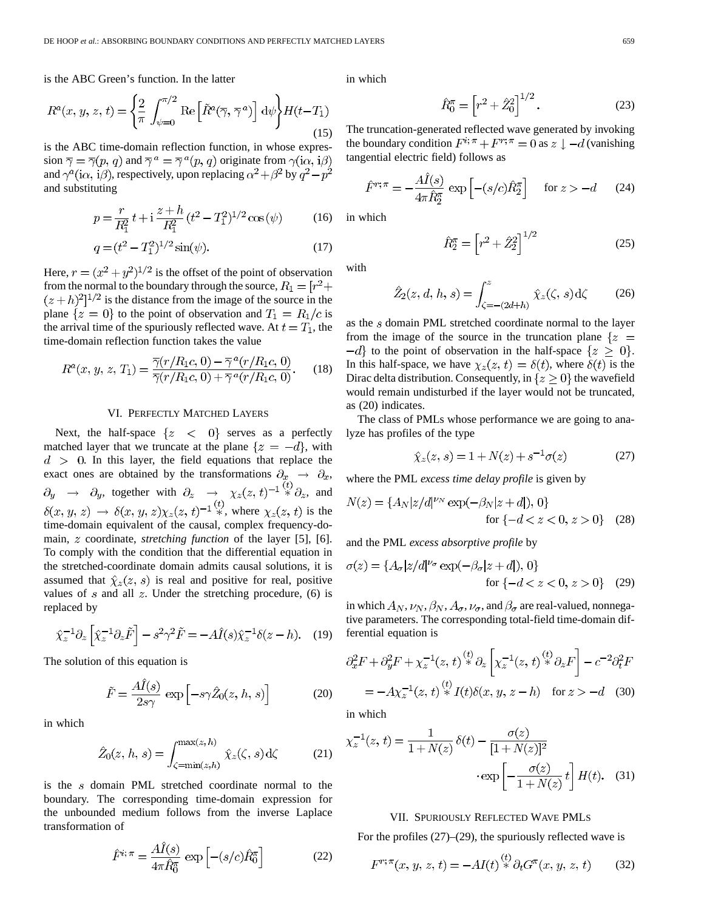is the ABC Green's function. In the latter

$$R^a(x, y, z, t) = \left\{ \frac{2}{\pi} \int_{\psi=0}^{\pi/2} \mathrm{Re}\left[ \tilde{R}^a(\overline{\gamma}, \overline{\gamma}^a) \right] \mathrm{d}\psi \right\} H(t - T_1) \tag{15}$$

is the ABC time-domain reflection function, in whose expression $\overline{\gamma} = \overline{\gamma}(p, q)$ and $\overline{\gamma}^a = \overline{\gamma}^a(p, q)$ originate from $\gamma(\mathrm{i}\alpha, \mathrm{i}\beta)$ and $\gamma^a(\mathrm{i}\alpha, \mathrm{i}\beta)$, respectively, upon replacing $\alpha^2 + \beta^2$ by $q^2 - p^2$ and substituting

$$p = \frac{r}{R_1^2}\, t + \mathrm{i}\, \frac{z+h}{R_1^2} (t^2 - T_1^2)^{1/2} \cos(\psi) \tag{16}$$

$$q = (t^2 - T_1^2)^{1/2} \sin(\psi). \tag{17}$$

Here, $r = (x^2 + y^2)^{1/2}$ is the offset of the point of observation from the normal to the boundary through the source, $R_1 = [r^2 + (z+h)^2]^{1/2}$ is the distance from the image of the source in the plane $\{z = 0\}$ to the point of observation and $T_1 = R_1/c$ is the arrival time of the spuriously reflected wave. At $t = T_1$, the time-domain reflection function takes the value

$$R^a(x, y, z, T_1) = \frac{\overline{\gamma}(r/R_1 c, 0) - \overline{\gamma}^a(r/R_1 c, 0)}{\overline{\gamma}(r/R_1 c, 0) + \overline{\gamma}^a(r/R_1 c, 0)}. \tag{18}$$

## VI. Perfectly Matched Layers

Next, the half-space $\{z < 0\}$ serves as a perfectly matched layer that we truncate at the plane $\{z = -d\}$, with $d > 0$. In this layer, the field equations that replace the exact ones are obtained by the transformations $\partial_x \rightarrow \partial_x$, $\partial_y \rightarrow \partial_y$, together with $\partial_z \rightarrow \chi_z(z,t)^{-1} \overset{(t)}{*} \partial_z$, and $\delta(x, y, z) \rightarrow \delta(x, y, z)\chi_z(z, t)^{-1} \overset{(t)}{*}$, where $\chi_z(z, t)$ is the time-domain equivalent of the causal, complex frequency-domain, $z$ coordinate, *stretching function* of the layer [5], [6]. To comply with the condition that the differential equation in the stretched-coordinate domain admits causal solutions, it is assumed that $\hat{\chi}_z(z, s)$ is real and positive for real, positive values of $s$ and all $z$. Under the stretching procedure, (6) is replaced by

$$\hat{\chi}_z^{-1} \partial_z \left[ \hat{\chi}_z^{-1} \partial_z \tilde{F} \right] - s^2 \gamma^2 \tilde{F} = -A\hat{I}(s) \hat{\chi}_z^{-1} \delta(z - h). \tag{19}$$

The solution of this equation is

$$\tilde{F} = \frac{A\hat{I}(s)}{2s\gamma} \exp\left[ -s\gamma \hat{Z}_0(z, h, s) \right] \tag{20}$$

in which

$$\hat{Z}_0(z, h, s) = \int_{\zeta=\min(z,h)}^{\max(z,h)} \hat{\chi}_z(\zeta, s)\, \mathrm{d}\zeta \tag{21}$$

is the $s$ domain PML stretched coordinate normal to the boundary. The corresponding time-domain expression for the unbounded medium follows from the inverse Laplace transformation of

$$\hat{F}^{i;\pi} = \frac{A\hat{I}(s)}{4\pi \hat{R}_0^\pi} \exp\left[ -(s/c)\hat{R}_0^\pi \right] \tag{22}$$

in which

$$\hat{R}_0^\pi = \left[ r^2 + \hat{Z}_0^2 \right]^{1/2}. \tag{23}$$

The truncation-generated reflected wave generated by invoking the boundary condition $F^{i;\pi} + F^{r;\pi} = 0$ as $z \downarrow -d$ (vanishing tangential electric field) follows as

$$\hat{F}^{r;\pi} = -\frac{A\hat{I}(s)}{4\pi \hat{R}_2^\pi} \exp\left[ -(s/c)\hat{R}_2^\pi \right] \quad \text{for } z > -d \tag{24}$$

in which

$$\hat{R}_2^\pi = \left[ r^2 + \hat{Z}_2^2 \right]^{1/2} \tag{25}$$

with

$$\hat{Z}_2(z, d, h, s) = \int_{\zeta=-(2d+h)}^{z} \hat{\chi}_z(\zeta, s)\, \mathrm{d}\zeta \tag{26}$$

as the $s$ domain PML stretched coordinate normal to the layer from the image of the source in the truncation plane $\{z = -d\}$ to the point of observation in the half-space $\{z \geq 0\}$. In this half-space, we have $\chi_z(z, t) = \delta(t)$, where $\delta(t)$ is the Dirac delta distribution. Consequently, in $\{z \geq 0\}$ the wavefield would remain undisturbed if the layer would not be truncated, as (20) indicates.

The class of PMLs whose performance we are going to analyze has profiles of the type

$$\hat{\chi}_z(z, s) = 1 + N(z) + s^{-1}\sigma(z) \tag{27}$$

where the PML *excess time delay profile* is given by

$$N(z) = \{A_N |z/d|^{\nu_N} \exp(-\beta_N |z + d|), 0\} \quad \text{for } \{-d < z < 0, z > 0\} \tag{28}$$

and the PML *excess absorptive profile* by

$$\sigma(z) = \{A_\sigma |z/d|^{\nu_\sigma} \exp(-\beta_\sigma |z + d|), 0\} \quad \text{for } \{-d < z < 0, z > 0\} \tag{29}$$

in which $A_N, \nu_N, \beta_N, A_\sigma, \nu_\sigma$, and $\beta_\sigma$ are real-valued, nonnegative parameters. The corresponding total-field time-domain differential equation is

$$\partial_x^2 F + \partial_y^2 F + \chi_z^{-1}(z,t) \overset{(t)}{*} \partial_z \left[ \chi_z^{-1}(z,t) \overset{(t)}{*} \partial_z F \right] - c^{-2}\partial_t^2 F = -A\chi_z^{-1}(z,t) \overset{(t)}{*} I(t)\delta(x, y, z - h) \quad \text{for } z > -d \tag{30}$$

in which

$$\chi_z^{-1}(z, t) = \frac{1}{1 + N(z)}\, \delta(t) - \frac{\sigma(z)}{[1 + N(z)]^2} \cdot \exp\left[ -\frac{\sigma(z)}{1 + N(z)}\, t \right] H(t). \tag{31}$$

## VII. Spuriously Reflected Wave PMLs

For the profiles (27)–(29), the spuriously reflected wave is

$$F^{r;\pi}(x, y, z, t) = -AI(t) \overset{(t)}{*} \partial_t G^\pi(x, y, z, t) \tag{32}$$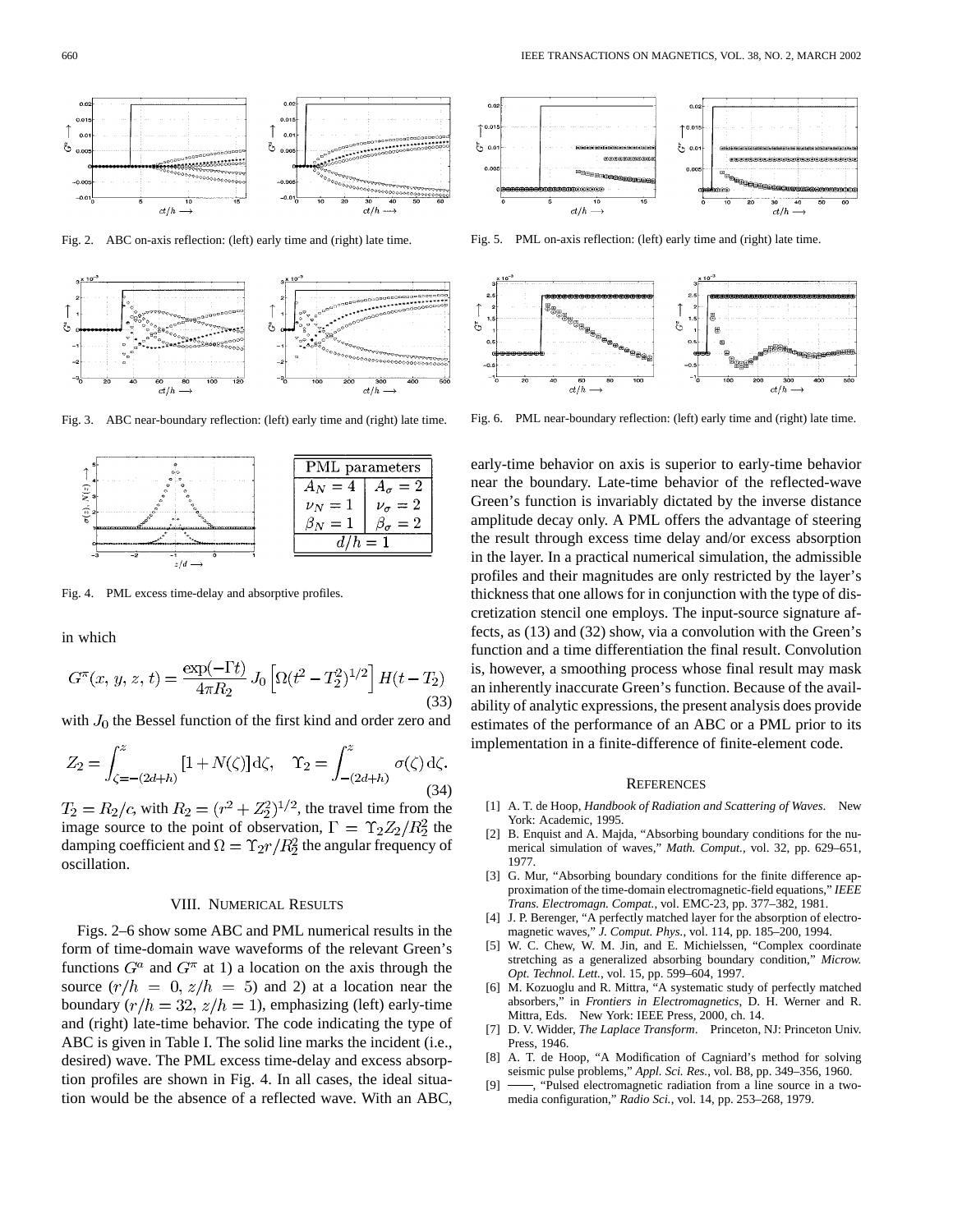Fig. 2. ABC on-axis reflection: (left) early time and (right) late time.

Fig. 3. ABC near-boundary reflection: (left) early time and (right) late time.

| PML parameters | |
|---|---|
| $A_N = 4$ | $A_\sigma = 2$ |
| $\nu_N = 1$ | $\nu_\sigma = 2$ |
| $\beta_N = 1$ | $\beta_\sigma = 2$ |
| $d/h = 1$ | |

Fig. 4. PML excess time-delay and absorptive profiles.

in which

$$G^\pi(x, y, z, t) = \frac{\exp(-\Gamma t)}{4\pi R_2} J_0 \left[\Omega(t^2 - T_2^2)^{1/2}\right] H(t - T_2) \tag{33}$$

with $J_0$ the Bessel function of the first kind and order zero and

$$Z_2 = \int_{\zeta=-(2d+h)}^{z} [1 + N(\zeta)] \, d\zeta, \quad \Upsilon_2 = \int_{-(2d+h)}^{z} \sigma(\zeta) \, d\zeta. \tag{34}$$

$T_2 = R_2/c$, with $R_2 = (r^2 + Z_2^2)^{1/2}$, the travel time from the image source to the point of observation, $\Gamma = \Upsilon_2 Z_2/R_2^2$ the damping coefficient and $\Omega = \Upsilon_2 r/R_2^2$ the angular frequency of oscillation.

## VIII. Numerical Results

Figs. 2–6 show some ABC and PML numerical results in the form of time-domain wave waveforms of the relevant Green's functions $G^a$ and $G^\pi$ at 1) a location on the axis through the source ($r/h = 0$, $z/h = 5$) and 2) at a location near the boundary ($r/h = 32$, $z/h = 1$), emphasizing (left) early-time and (right) late-time behavior. The code indicating the type of ABC is given in Table I. The solid line marks the incident (i.e., desired) wave. The PML excess time-delay and excess absorption profiles are shown in Fig. 4. In all cases, the ideal situation would be the absence of a reflected wave. With an ABC,

Fig. 5. PML on-axis reflection: (left) early time and (right) late time.

Fig. 6. PML near-boundary reflection: (left) early time and (right) late time.

early-time behavior on axis is superior to early-time behavior near the boundary. Late-time behavior of the reflected-wave Green's function is invariably dictated by the inverse distance amplitude decay only. A PML offers the advantage of steering the result through excess time delay and/or excess absorption in the layer. In a practical numerical simulation, the admissible profiles and their magnitudes are only restricted by the layer's thickness that one allows for in conjunction with the type of discretization stencil one employs. The input-source signature affects, as (13) and (32) show, via a convolution with the Green's function and a time differentiation the final result. Convolution is, however, a smoothing process whose final result may mask an inherently inaccurate Green's function. Because of the availability of analytic expressions, the present analysis does provide estimates of the performance of an ABC or a PML prior to its implementation in a finite-difference of finite-element code.

## References

[1] A. T. de Hoop, *Handbook of Radiation and Scattering of Waves*. New York: Academic, 1995.

[2] B. Enquist and A. Majda, "Absorbing boundary conditions for the numerical simulation of waves," *Math. Comput.*, vol. 32, pp. 629–651, 1977.

[3] G. Mur, "Absorbing boundary conditions for the finite difference approximation of the time-domain electromagnetic-field equations," *IEEE Trans. Electromagn. Compat.*, vol. EMC-23, pp. 377–382, 1981.

[4] J. P. Berenger, "A perfectly matched layer for the absorption of electromagnetic waves," *J. Comput. Phys.*, vol. 114, pp. 185–200, 1994.

[5] W. C. Chew, W. M. Jin, and E. Michielssen, "Complex coordinate stretching as a generalized absorbing boundary condition," *Microw. Opt. Technol. Lett.*, vol. 15, pp. 599–604, 1997.

[6] M. Kozuoglu and R. Mittra, "A systematic study of perfectly matched absorbers," in *Frontiers in Electromagnetics*, D. H. Werner and R. Mittra, Eds. New York: IEEE Press, 2000, ch. 14.

[7] D. V. Widder, *The Laplace Transform*. Princeton, NJ: Princeton Univ. Press, 1946.

[8] A. T. de Hoop, "A Modification of Cagniard's method for solving seismic pulse problems," *Appl. Sci. Res.*, vol. B8, pp. 349–356, 1960.

[9] ——, "Pulsed electromagnetic radiation from a line source in a two-media configuration," *Radio Sci.*, vol. 14, pp. 253–268, 1979.